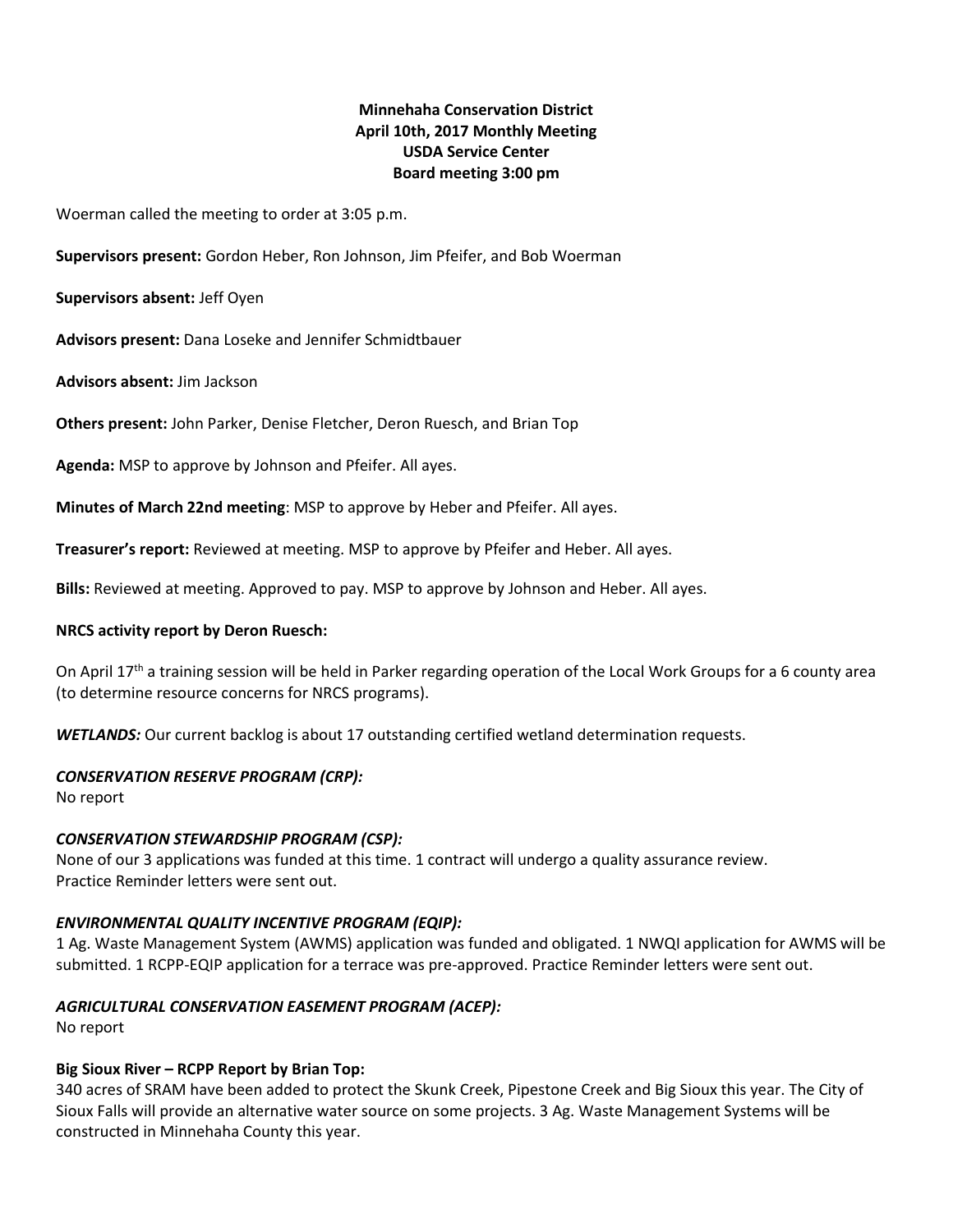# Minnehaha Conservation District
## April 10th, 2017 Monthly Meeting
## USDA Service Center
## Board meeting 3:00 pm

Woerman called the meeting to order at 3:05 p.m.

**Supervisors present:** Gordon Heber, Ron Johnson, Jim Pfeifer, and Bob Woerman

**Supervisors absent:** Jeff Oyen

**Advisors present:** Dana Loseke and Jennifer Schmidtbauer

**Advisors absent:** Jim Jackson

**Others present:** John Parker, Denise Fletcher, Deron Ruesch, and Brian Top

**Agenda:** MSP to approve by Johnson and Pfeifer. All ayes.

**Minutes of March 22nd meeting**: MSP to approve by Heber and Pfeifer. All ayes.

**Treasurer's report:** Reviewed at meeting. MSP to approve by Pfeifer and Heber. All ayes.

**Bills:** Reviewed at meeting. Approved to pay. MSP to approve by Johnson and Heber. All ayes.

**NRCS activity report by Deron Ruesch:**

On April 17th a training session will be held in Parker regarding operation of the Local Work Groups for a 6 county area (to determine resource concerns for NRCS programs).

***WETLANDS:*** Our current backlog is about 17 outstanding certified wetland determination requests.

***CONSERVATION RESERVE PROGRAM (CRP):***
No report

***CONSERVATION STEWARDSHIP PROGRAM (CSP):***
None of our 3 applications was funded at this time. 1 contract will undergo a quality assurance review.
Practice Reminder letters were sent out.

***ENVIRONMENTAL QUALITY INCENTIVE PROGRAM (EQIP):***
1 Ag. Waste Management System (AWMS) application was funded and obligated. 1 NWQI application for AWMS will be submitted. 1 RCPP-EQIP application for a terrace was pre-approved. Practice Reminder letters were sent out.

***AGRICULTURAL CONSERVATION EASEMENT PROGRAM (ACEP):***
No report

**Big Sioux River – RCPP Report by Brian Top:**
340 acres of SRAM have been added to protect the Skunk Creek, Pipestone Creek and Big Sioux this year. The City of Sioux Falls will provide an alternative water source on some projects. 3 Ag. Waste Management Systems will be constructed in Minnehaha County this year.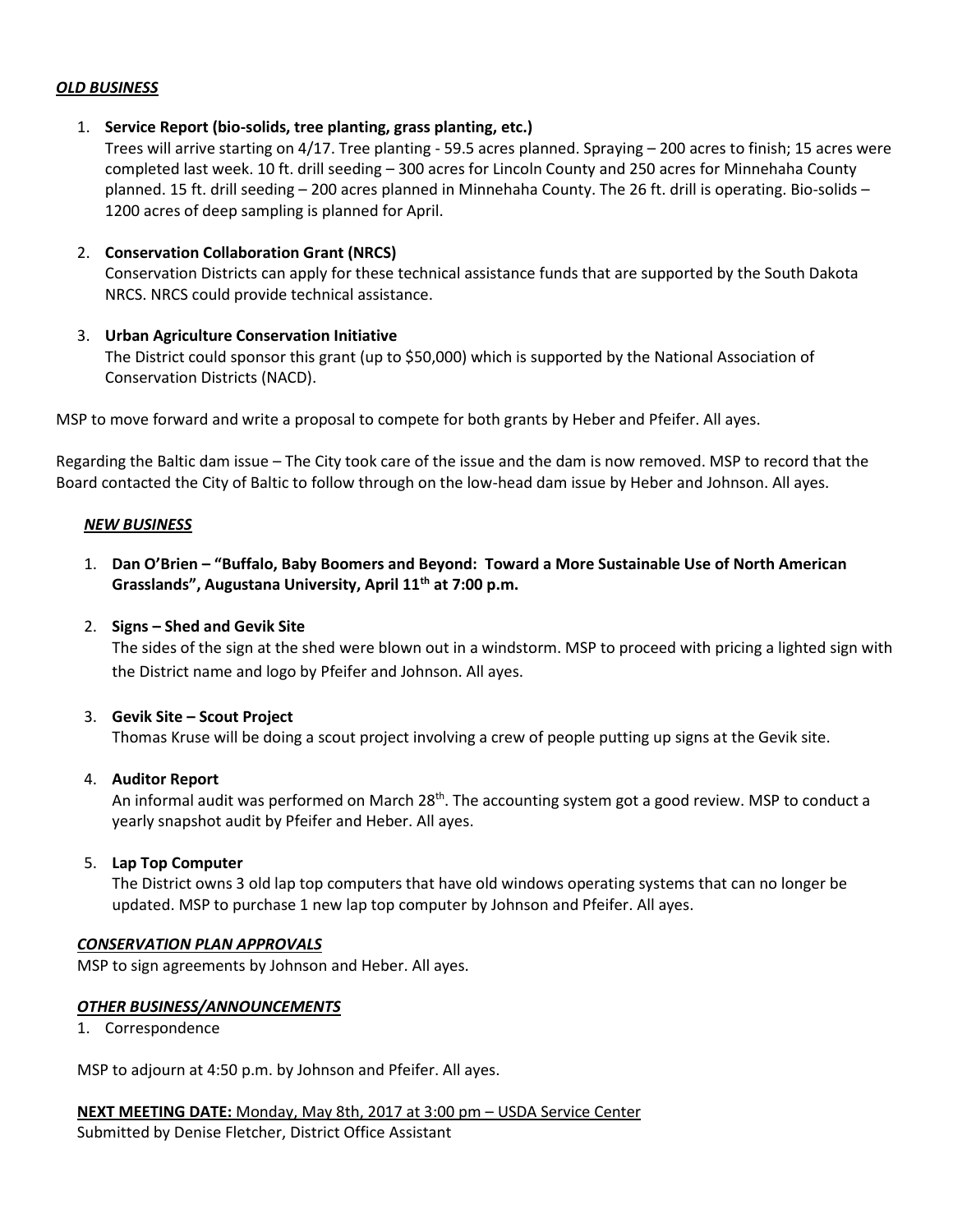***OLD BUSINESS***

1. **Service Report (bio-solids, tree planting, grass planting, etc.)**
   Trees will arrive starting on 4/17. Tree planting - 59.5 acres planned. Spraying – 200 acres to finish; 15 acres were completed last week. 10 ft. drill seeding – 300 acres for Lincoln County and 250 acres for Minnehaha County planned. 15 ft. drill seeding – 200 acres planned in Minnehaha County. The 26 ft. drill is operating. Bio-solids – 1200 acres of deep sampling is planned for April.

2. **Conservation Collaboration Grant (NRCS)**
   Conservation Districts can apply for these technical assistance funds that are supported by the South Dakota NRCS. NRCS could provide technical assistance.

3. **Urban Agriculture Conservation Initiative**
   The District could sponsor this grant (up to $50,000) which is supported by the National Association of Conservation Districts (NACD).

MSP to move forward and write a proposal to compete for both grants by Heber and Pfeifer. All ayes.

Regarding the Baltic dam issue – The City took care of the issue and the dam is now removed. MSP to record that the Board contacted the City of Baltic to follow through on the low-head dam issue by Heber and Johnson. All ayes.

***NEW BUSINESS***

1. **Dan O'Brien – "Buffalo, Baby Boomers and Beyond: Toward a More Sustainable Use of North American Grasslands", Augustana University, April 11th at 7:00 p.m.**

2. **Signs – Shed and Gevik Site**
   The sides of the sign at the shed were blown out in a windstorm. MSP to proceed with pricing a lighted sign with the District name and logo by Pfeifer and Johnson. All ayes.

3. **Gevik Site – Scout Project**
   Thomas Kruse will be doing a scout project involving a crew of people putting up signs at the Gevik site.

4. **Auditor Report**
   An informal audit was performed on March 28th. The accounting system got a good review. MSP to conduct a yearly snapshot audit by Pfeifer and Heber. All ayes.

5. **Lap Top Computer**
   The District owns 3 old lap top computers that have old windows operating systems that can no longer be updated. MSP to purchase 1 new lap top computer by Johnson and Pfeifer. All ayes.

***CONSERVATION PLAN APPROVALS***

MSP to sign agreements by Johnson and Heber. All ayes.

***OTHER BUSINESS/ANNOUNCEMENTS***

1. Correspondence

MSP to adjourn at 4:50 p.m. by Johnson and Pfeifer. All ayes.

**NEXT MEETING DATE:** Monday, May 8th, 2017 at 3:00 pm – USDA Service Center
Submitted by Denise Fletcher, District Office Assistant